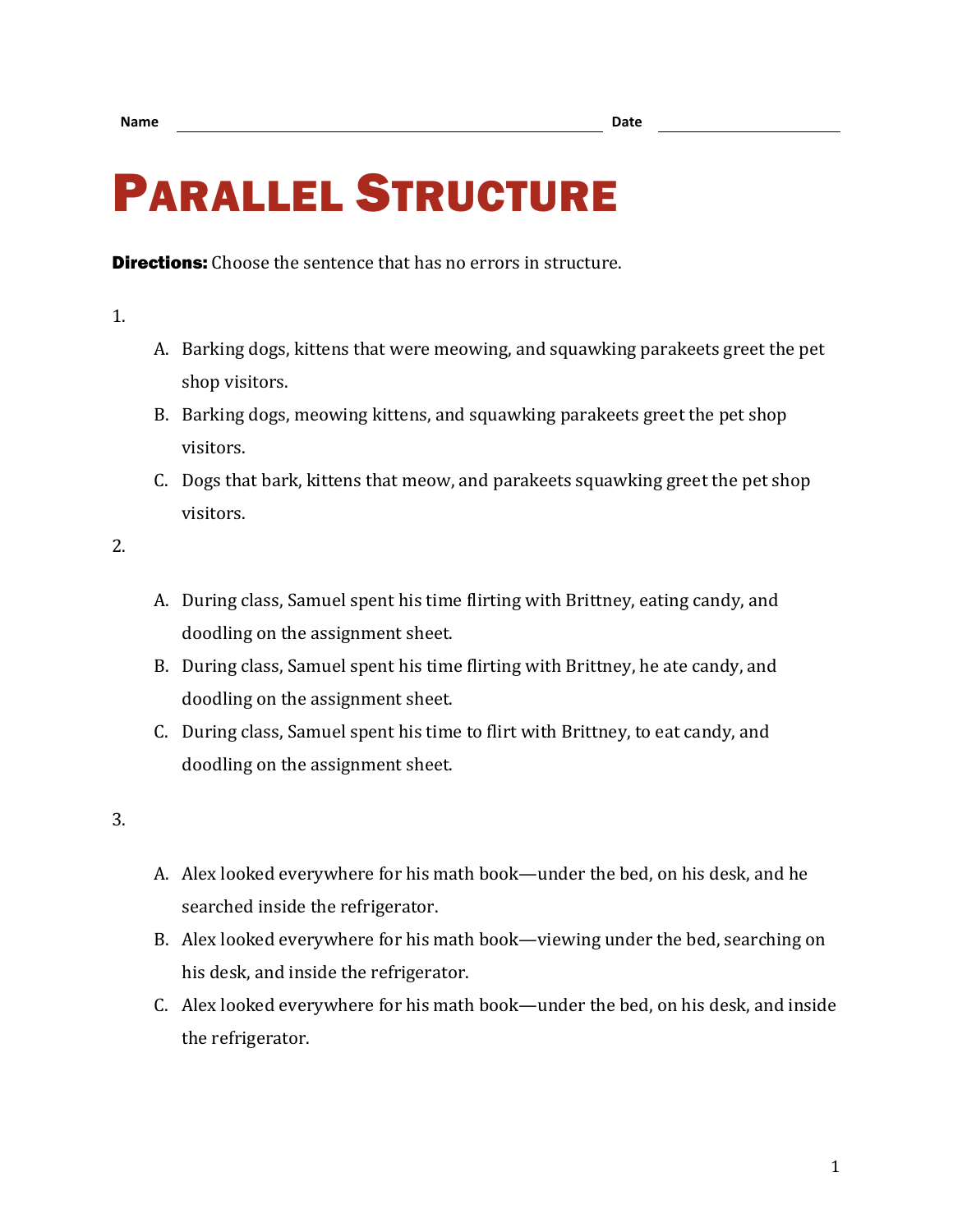Name ________________________ Date ____________

# Parallel Structure

**Directions:** Choose the sentence that has no errors in structure.

1.

A. Barking dogs, kittens that were meowing, and squawking parakeets greet the pet shop visitors.

B. Barking dogs, meowing kittens, and squawking parakeets greet the pet shop visitors.

C. Dogs that bark, kittens that meow, and parakeets squawking greet the pet shop visitors.

2.

A. During class, Samuel spent his time flirting with Brittney, eating candy, and doodling on the assignment sheet.

B. During class, Samuel spent his time flirting with Brittney, he ate candy, and doodling on the assignment sheet.

C. During class, Samuel spent his time to flirt with Brittney, to eat candy, and doodling on the assignment sheet.

3.

A. Alex looked everywhere for his math book—under the bed, on his desk, and he searched inside the refrigerator.

B. Alex looked everywhere for his math book—viewing under the bed, searching on his desk, and inside the refrigerator.

C. Alex looked everywhere for his math book—under the bed, on his desk, and inside the refrigerator.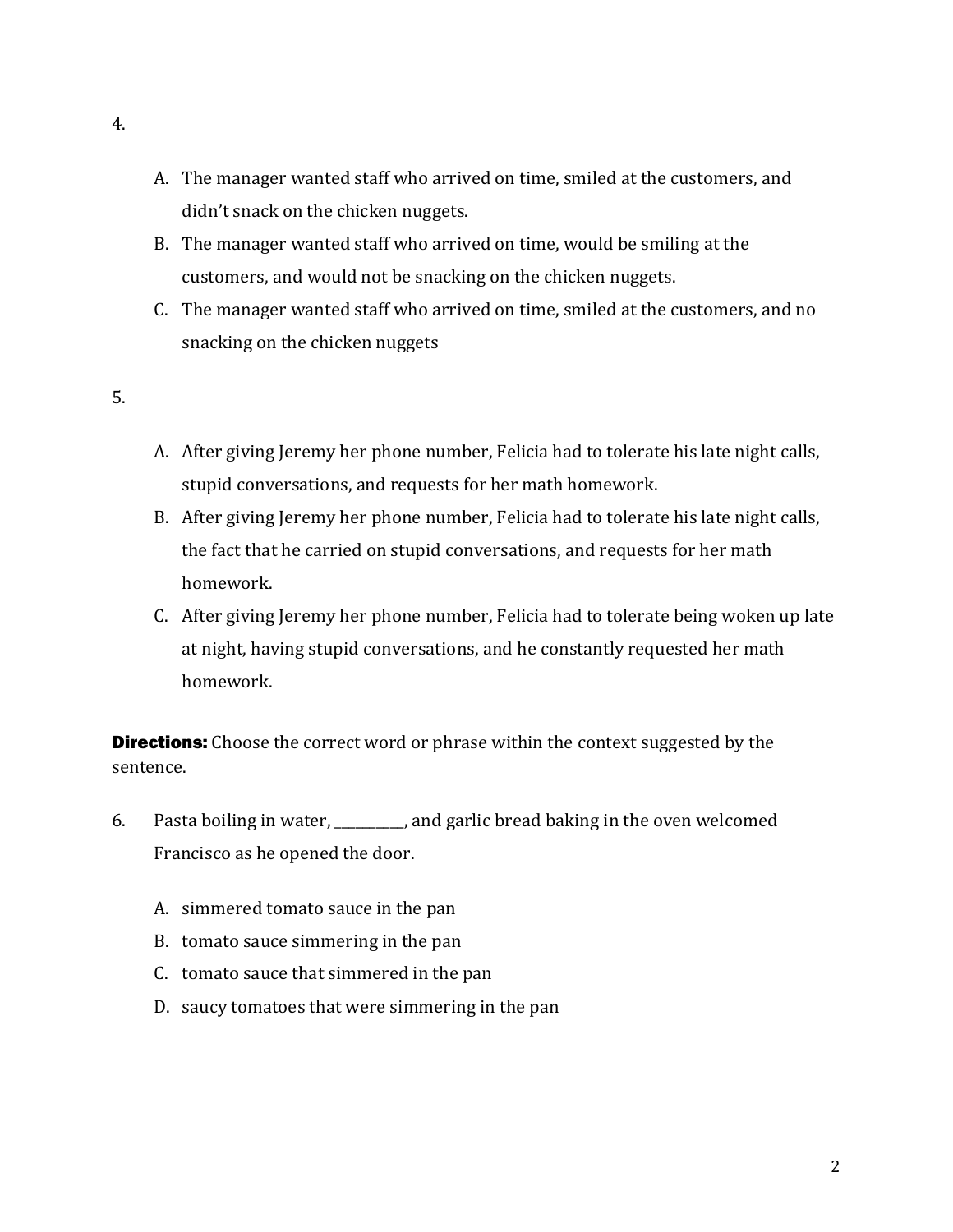4.

A. The manager wanted staff who arrived on time, smiled at the customers, and didn't snack on the chicken nuggets.
B. The manager wanted staff who arrived on time, would be smiling at the customers, and would not be snacking on the chicken nuggets.
C. The manager wanted staff who arrived on time, smiled at the customers, and no snacking on the chicken nuggets

5.

A. After giving Jeremy her phone number, Felicia had to tolerate his late night calls, stupid conversations, and requests for her math homework.
B. After giving Jeremy her phone number, Felicia had to tolerate his late night calls, the fact that he carried on stupid conversations, and requests for her math homework.
C. After giving Jeremy her phone number, Felicia had to tolerate being woken up late at night, having stupid conversations, and he constantly requested her math homework.

**Directions:** Choose the correct word or phrase within the context suggested by the sentence.

6. Pasta boiling in water, __________, and garlic bread baking in the oven welcomed Francisco as he opened the door.

A. simmered tomato sauce in the pan
B. tomato sauce simmering in the pan
C. tomato sauce that simmered in the pan
D. saucy tomatoes that were simmering in the pan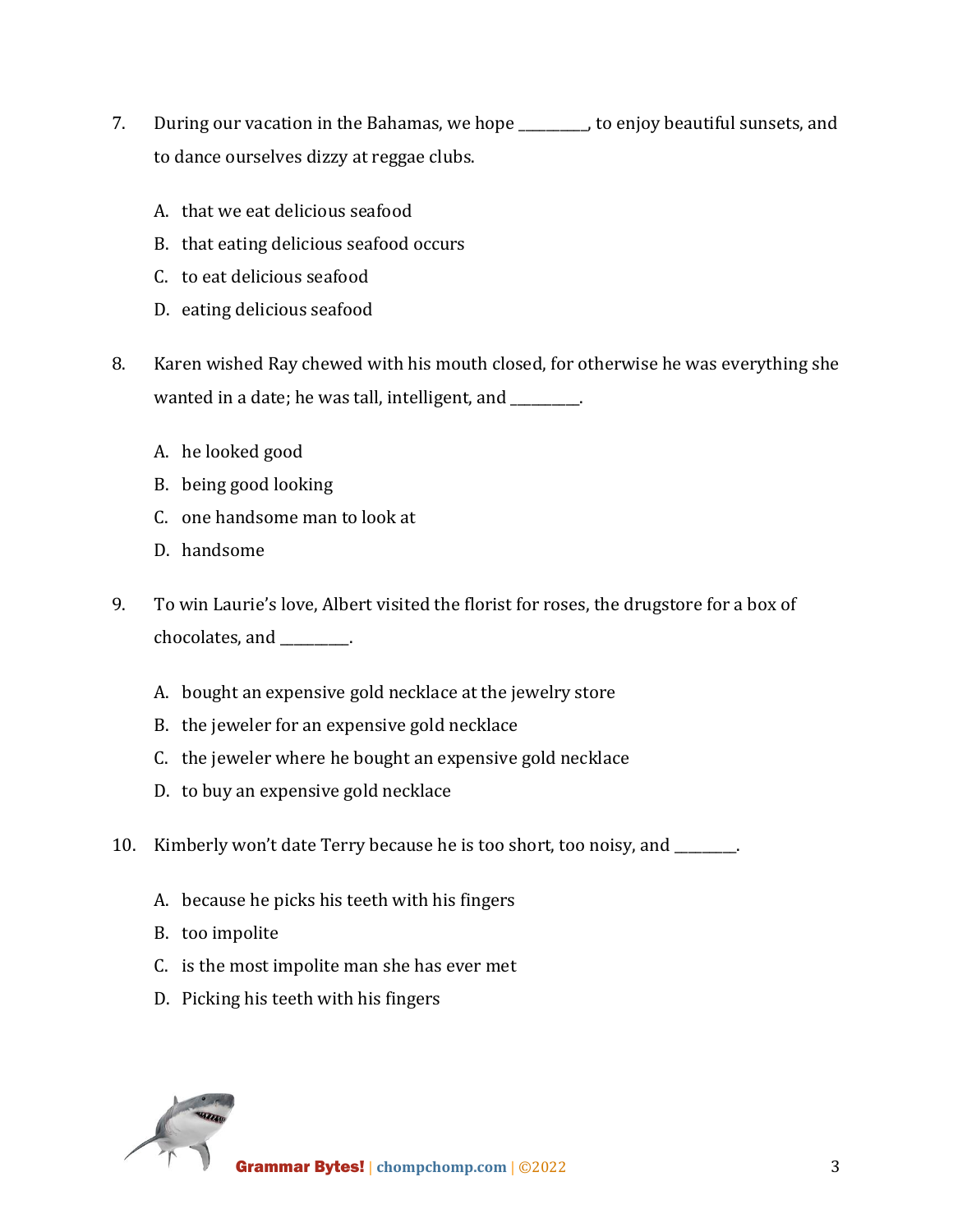7. During our vacation in the Bahamas, we hope _________, to enjoy beautiful sunsets, and to dance ourselves dizzy at reggae clubs.

   A. that we eat delicious seafood
   B. that eating delicious seafood occurs
   C. to eat delicious seafood
   D. eating delicious seafood

8. Karen wished Ray chewed with his mouth closed, for otherwise he was everything she wanted in a date; he was tall, intelligent, and _________.

   A. he looked good
   B. being good looking
   C. one handsome man to look at
   D. handsome

9. To win Laurie's love, Albert visited the florist for roses, the drugstore for a box of chocolates, and _________.

   A. bought an expensive gold necklace at the jewelry store
   B. the jeweler for an expensive gold necklace
   C. the jeweler where he bought an expensive gold necklace
   D. to buy an expensive gold necklace

10. Kimberly won't date Terry because he is too short, too noisy, and ________.

    A. because he picks his teeth with his fingers
    B. too impolite
    C. is the most impolite man she has ever met
    D. Picking his teeth with his fingers

Grammar Bytes! | chompchomp.com | ©2022